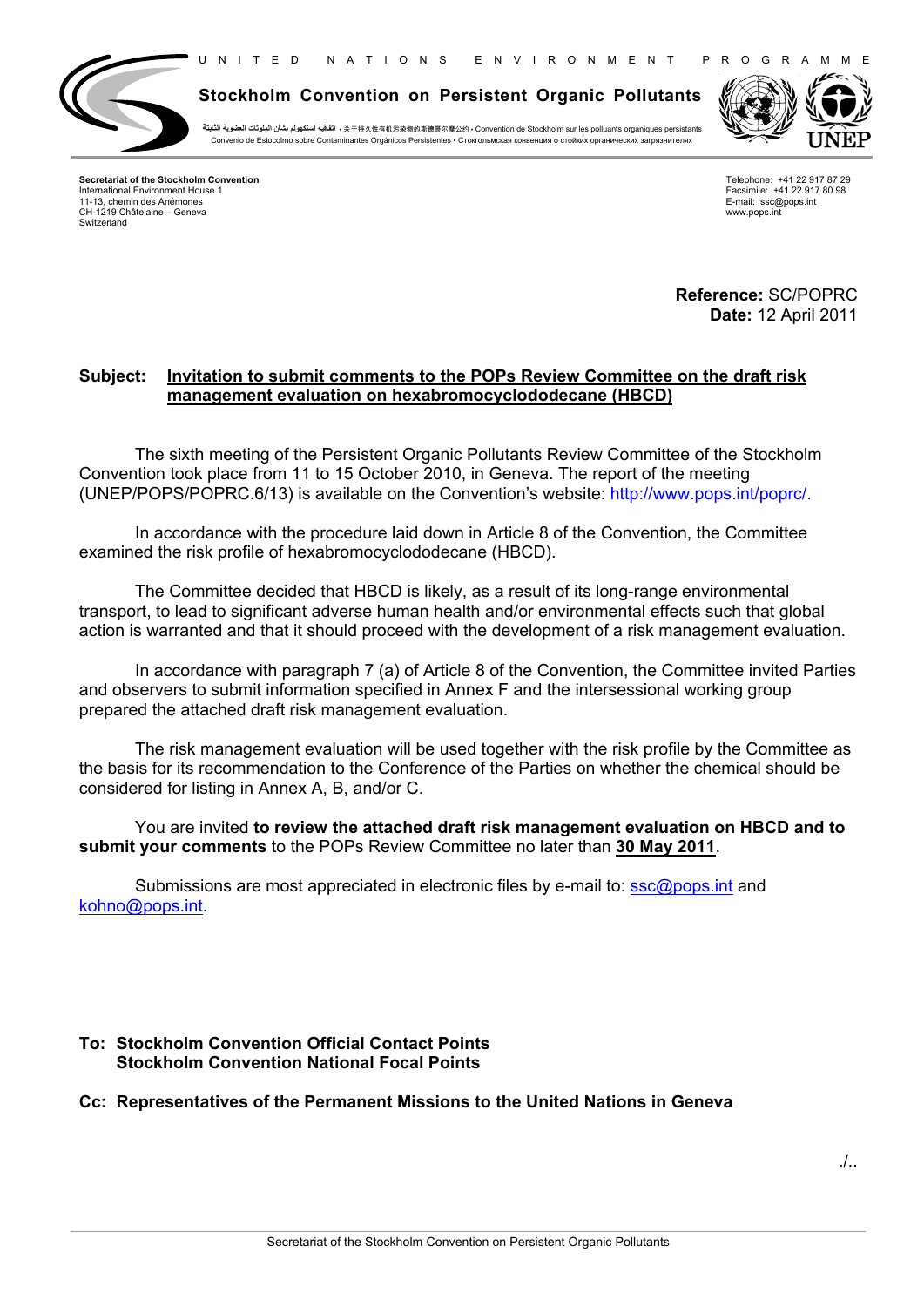UNITED NATIONS ENVIRONMENT PROGRAMME

**Stockholm Convention on Persistent Organic Pollutants**

اتفاقية استكهولم بشأن الملوثات العضوية الثابتة • 关于持久性有机污染物的斯德哥尔摩公约 • Convention de Stockholm sur les polluants organiques persistants
Convenio de Estocolmo sobre Contaminantes Orgánicos Persistentes • Стокгольмская конвенция о стойких органических загрязнителях

**Secretariat of the Stockholm Convention**
International Environment House 1
11-13, chemin des Anémones
CH-1219 Châtelaine – Geneva
Switzerland

Telephone: +41 22 917 87 29
Facsimile: +41 22 917 80 98
E-mail: ssc@pops.int
www.pops.int

**Reference:** SC/POPRC
**Date:** 12 April 2011

**Subject: Invitation to submit comments to the POPs Review Committee on the draft risk management evaluation on hexabromocyclododecane (HBCD)**

The sixth meeting of the Persistent Organic Pollutants Review Committee of the Stockholm Convention took place from 11 to 15 October 2010, in Geneva. The report of the meeting (UNEP/POPS/POPRC.6/13) is available on the Convention's website: http://www.pops.int/poprc/.

In accordance with the procedure laid down in Article 8 of the Convention, the Committee examined the risk profile of hexabromocyclododecane (HBCD).

The Committee decided that HBCD is likely, as a result of its long-range environmental transport, to lead to significant adverse human health and/or environmental effects such that global action is warranted and that it should proceed with the development of a risk management evaluation.

In accordance with paragraph 7 (a) of Article 8 of the Convention, the Committee invited Parties and observers to submit information specified in Annex F and the intersessional working group prepared the attached draft risk management evaluation.

The risk management evaluation will be used together with the risk profile by the Committee as the basis for its recommendation to the Conference of the Parties on whether the chemical should be considered for listing in Annex A, B, and/or C.

You are invited **to review the attached draft risk management evaluation on HBCD and to submit your comments** to the POPs Review Committee no later than **30 May 2011**.

Submissions are most appreciated in electronic files by e-mail to: ssc@pops.int and kohno@pops.int.

**To: Stockholm Convention Official Contact Points**
**Stockholm Convention National Focal Points**

**Cc: Representatives of the Permanent Missions to the United Nations in Geneva**

./..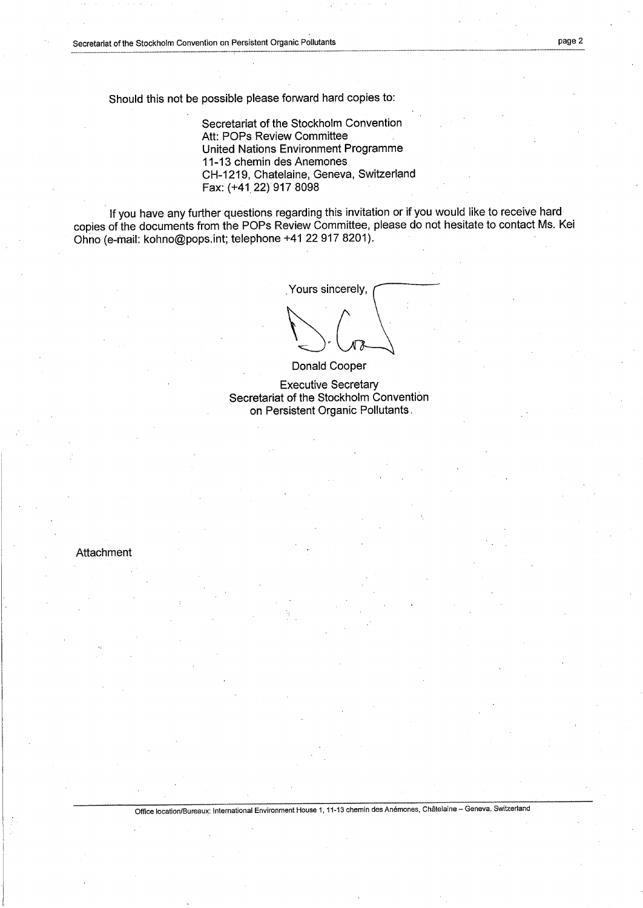Should this not be possible please forward hard copies to:

Secretariat of the Stockholm Convention
Att: POPs Review Committee
United Nations Environment Programme
11-13 chemin des Anemones
CH-1219, Chatelaine, Geneva, Switzerland
Fax: (+41 22) 917 8098

If you have any further questions regarding this invitation or if you would like to receive hard copies of the documents from the POPs Review Committee, please do not hesitate to contact Ms. Kei Ohno (e-mail: kohno@pops.int; telephone +41 22 917 8201).

Yours sincerely,

Donald Cooper

Executive Secretary
Secretariat of the Stockholm Convention on Persistent Organic Pollutants.

Attachment

Office location/Bureaux: International Environment House 1, 11-13 chemin des Anémones, Châtelaine – Geneva, Switzerland